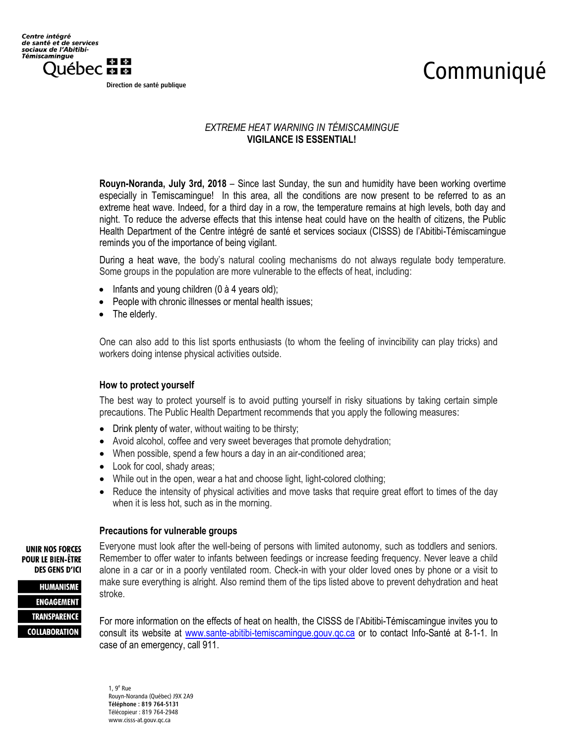Centre intégré de santé et de services sociaux de l'Abitibi-Témiscamingue

Québec

Direction de santé publique

# Communiqué

*EXTREME HEAT WARNING IN TÉMISCAMINGUE*

**VIGILANCE IS ESSENTIAL!**

**Rouyn-Noranda, July 3rd, 2018** – Since last Sunday, the sun and humidity have been working overtime especially in Temiscamingue! In this area, all the conditions are now present to be referred to as an extreme heat wave. Indeed, for a third day in a row, the temperature remains at high levels, both day and night. To reduce the adverse effects that this intense heat could have on the health of citizens, the Public Health Department of the Centre intégré de santé et services sociaux (CISSS) de l'Abitibi-Témiscamingue reminds you of the importance of being vigilant.

During a heat wave, the body's natural cooling mechanisms do not always regulate body temperature. Some groups in the population are more vulnerable to the effects of heat, including:

- Infants and young children (0 à 4 years old);
- People with chronic illnesses or mental health issues;
- The elderly.

One can also add to this list sports enthusiasts (to whom the feeling of invincibility can play tricks) and workers doing intense physical activities outside.

### How to protect yourself

The best way to protect yourself is to avoid putting yourself in risky situations by taking certain simple precautions. The Public Health Department recommends that you apply the following measures:

- Drink plenty of water, without waiting to be thirsty;
- Avoid alcohol, coffee and very sweet beverages that promote dehydration;
- When possible, spend a few hours a day in an air-conditioned area;
- Look for cool, shady areas;
- While out in the open, wear a hat and choose light, light-colored clothing;
- Reduce the intensity of physical activities and move tasks that require great effort to times of the day when it is less hot, such as in the morning.

### Precautions for vulnerable groups

Everyone must look after the well-being of persons with limited autonomy, such as toddlers and seniors. Remember to offer water to infants between feedings or increase feeding frequency. Never leave a child alone in a car or in a poorly ventilated room. Check-in with your older loved ones by phone or a visit to make sure everything is alright. Also remind them of the tips listed above to prevent dehydration and heat stroke.

For more information on the effects of heat on health, the CISSS de l'Abitibi-Témiscamingue invites you to consult its website at www.sante-abitibi-temiscamingue.gouv.qc.ca or to contact Info-Santé at 8-1-1. In case of an emergency, call 911.

UNIR NOS FORCES POUR LE BIEN-ÊTRE DES GENS D'ICI

HUMANISME

ENGAGEMENT

TRANSPARENCE

COLLABORATION

1, 9e Rue
Rouyn-Noranda (Québec) J9X 2A9
**Téléphone : 819 764-5131**
Télécopieur : 819 764-2948
www.cisss-at.gouv.qc.ca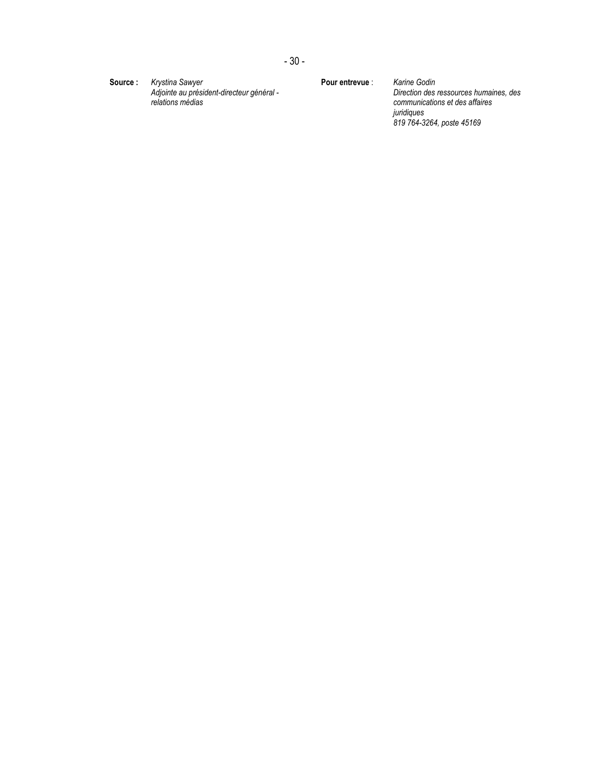\- 30 -

**Source :** *Krystina Sawyer*
*Adjointe au président-directeur général - relations médias*

**Pour entrevue** : *Karine Godin*
*Direction des ressources humaines, des communications et des affaires juridiques*
*819 764-3264, poste 45169*